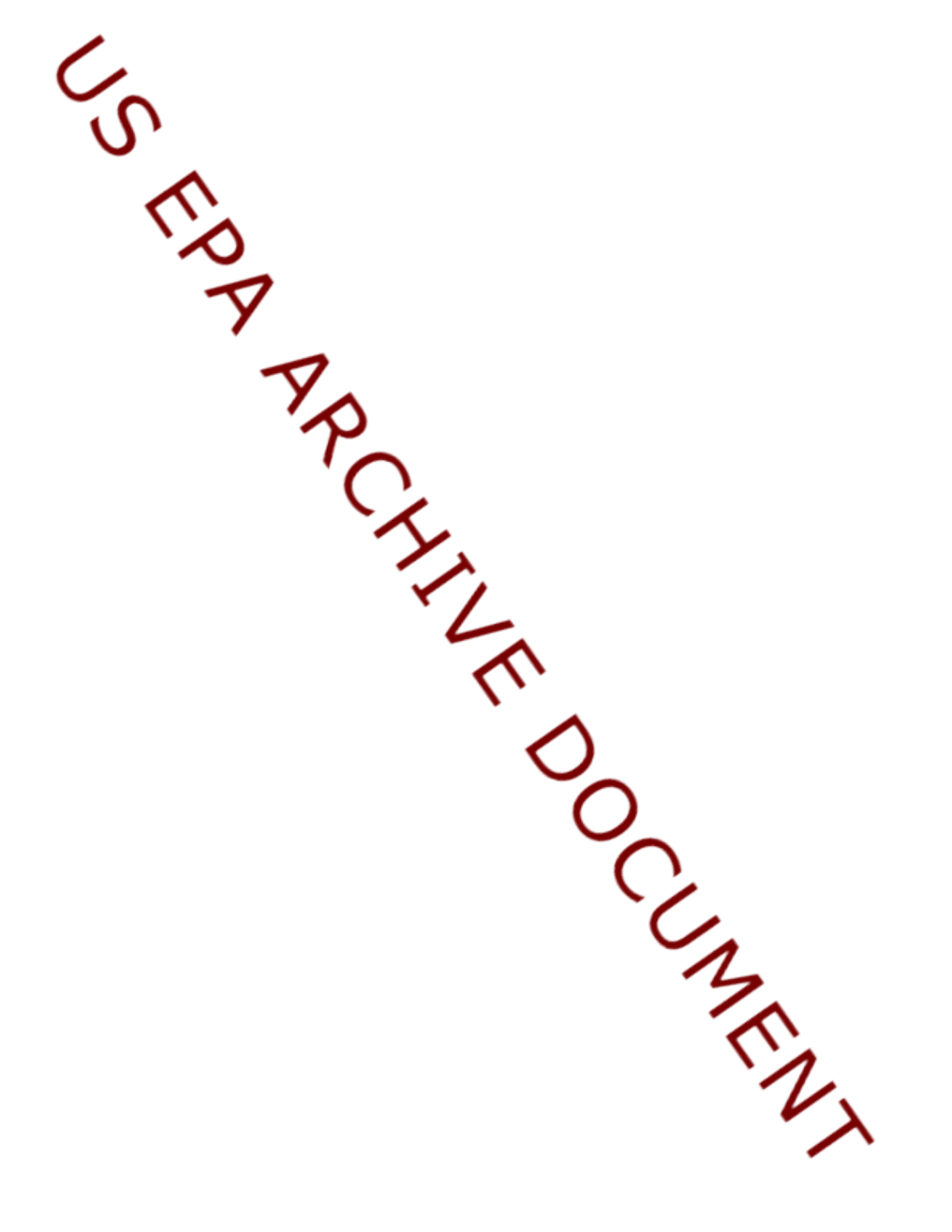US EPA ARCHIVE DOCUMENT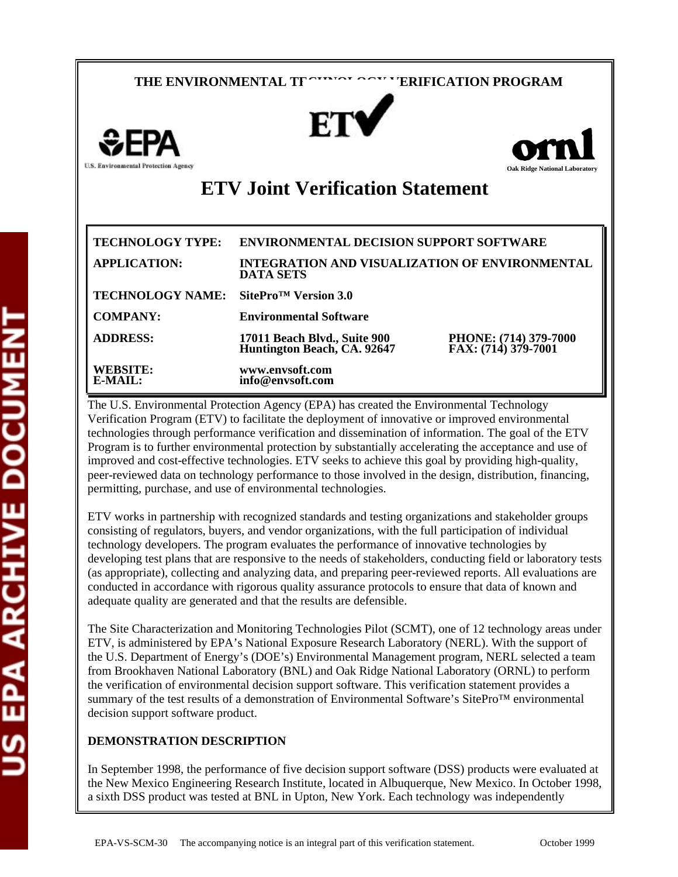**THE ENVIRONMENTAL TECHNOLOGY VERIFICATION PROGRAM**

# ETV Joint Verification Statement

| | | |
|---|---|---|
| **TECHNOLOGY TYPE:** | **ENVIRONMENTAL DECISION SUPPORT SOFTWARE** | |
| **APPLICATION:** | **INTEGRATION AND VISUALIZATION OF ENVIRONMENTAL DATA SETS** | |
| **TECHNOLOGY NAME:** | **SitePro™ Version 3.0** | |
| **COMPANY:** | **Environmental Software** | |
| **ADDRESS:** | **17011 Beach Blvd., Suite 900 Huntington Beach, CA. 92647** | **PHONE: (714) 379-7000 FAX: (714) 379-7001** |
| **WEBSITE: E-MAIL:** | **www.envsoft.com info@envsoft.com** | |

The U.S. Environmental Protection Agency (EPA) has created the Environmental Technology Verification Program (ETV) to facilitate the deployment of innovative or improved environmental technologies through performance verification and dissemination of information. The goal of the ETV Program is to further environmental protection by substantially accelerating the acceptance and use of improved and cost-effective technologies. ETV seeks to achieve this goal by providing high-quality, peer-reviewed data on technology performance to those involved in the design, distribution, financing, permitting, purchase, and use of environmental technologies.

ETV works in partnership with recognized standards and testing organizations and stakeholder groups consisting of regulators, buyers, and vendor organizations, with the full participation of individual technology developers. The program evaluates the performance of innovative technologies by developing test plans that are responsive to the needs of stakeholders, conducting field or laboratory tests (as appropriate), collecting and analyzing data, and preparing peer-reviewed reports. All evaluations are conducted in accordance with rigorous quality assurance protocols to ensure that data of known and adequate quality are generated and that the results are defensible.

The Site Characterization and Monitoring Technologies Pilot (SCMT), one of 12 technology areas under ETV, is administered by EPA's National Exposure Research Laboratory (NERL). With the support of the U.S. Department of Energy's (DOE's) Environmental Management program, NERL selected a team from Brookhaven National Laboratory (BNL) and Oak Ridge National Laboratory (ORNL) to perform the verification of environmental decision support software. This verification statement provides a summary of the test results of a demonstration of Environmental Software's SitePro™ environmental decision support software product.

**DEMONSTRATION DESCRIPTION**

In September 1998, the performance of five decision support software (DSS) products were evaluated at the New Mexico Engineering Research Institute, located in Albuquerque, New Mexico. In October 1998, a sixth DSS product was tested at BNL in Upton, New York. Each technology was independently

EPA-VS-SCM-30 The accompanying notice is an integral part of this verification statement. October 1999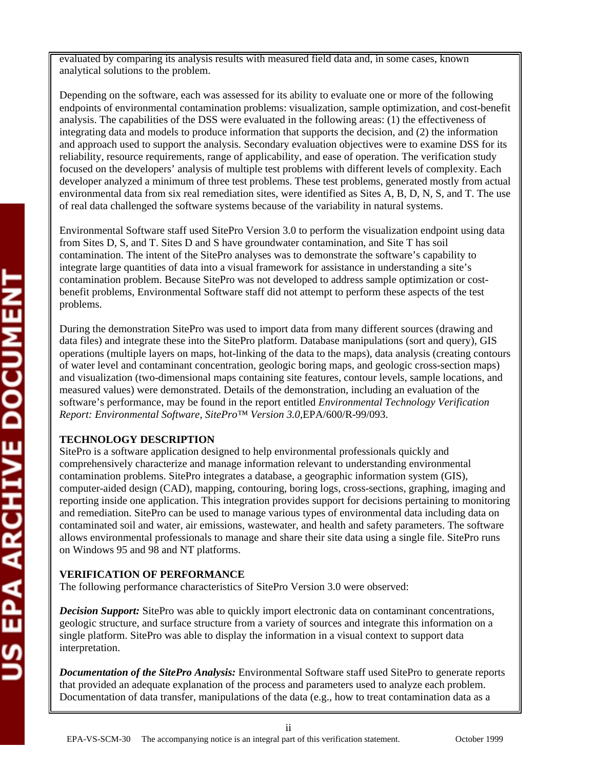evaluated by comparing its analysis results with measured field data and, in some cases, known analytical solutions to the problem.

Depending on the software, each was assessed for its ability to evaluate one or more of the following endpoints of environmental contamination problems: visualization, sample optimization, and cost-benefit analysis. The capabilities of the DSS were evaluated in the following areas: (1) the effectiveness of integrating data and models to produce information that supports the decision, and (2) the information and approach used to support the analysis. Secondary evaluation objectives were to examine DSS for its reliability, resource requirements, range of applicability, and ease of operation. The verification study focused on the developers' analysis of multiple test problems with different levels of complexity. Each developer analyzed a minimum of three test problems. These test problems, generated mostly from actual environmental data from six real remediation sites, were identified as Sites A, B, D, N, S, and T. The use of real data challenged the software systems because of the variability in natural systems.

Environmental Software staff used SitePro Version 3.0 to perform the visualization endpoint using data from Sites D, S, and T. Sites D and S have groundwater contamination, and Site T has soil contamination. The intent of the SitePro analyses was to demonstrate the software's capability to integrate large quantities of data into a visual framework for assistance in understanding a site's contamination problem. Because SitePro was not developed to address sample optimization or cost-benefit problems, Environmental Software staff did not attempt to perform these aspects of the test problems.

During the demonstration SitePro was used to import data from many different sources (drawing and data files) and integrate these into the SitePro platform. Database manipulations (sort and query), GIS operations (multiple layers on maps, hot-linking of the data to the maps), data analysis (creating contours of water level and contaminant concentration, geologic boring maps, and geologic cross-section maps) and visualization (two-dimensional maps containing site features, contour levels, sample locations, and measured values) were demonstrated. Details of the demonstration, including an evaluation of the software's performance, may be found in the report entitled *Environmental Technology Verification Report: Environmental Software, SitePro™ Version 3.0*,EPA/600/R-99/093.

**TECHNOLOGY DESCRIPTION**

SitePro is a software application designed to help environmental professionals quickly and comprehensively characterize and manage information relevant to understanding environmental contamination problems. SitePro integrates a database, a geographic information system (GIS), computer-aided design (CAD), mapping, contouring, boring logs, cross-sections, graphing, imaging and reporting inside one application. This integration provides support for decisions pertaining to monitoring and remediation. SitePro can be used to manage various types of environmental data including data on contaminated soil and water, air emissions, wastewater, and health and safety parameters. The software allows environmental professionals to manage and share their site data using a single file. SitePro runs on Windows 95 and 98 and NT platforms.

**VERIFICATION OF PERFORMANCE**

The following performance characteristics of SitePro Version 3.0 were observed:

***Decision Support:*** SitePro was able to quickly import electronic data on contaminant concentrations, geologic structure, and surface structure from a variety of sources and integrate this information on a single platform. SitePro was able to display the information in a visual context to support data interpretation.

***Documentation of the SitePro Analysis:*** Environmental Software staff used SitePro to generate reports that provided an adequate explanation of the process and parameters used to analyze each problem. Documentation of data transfer, manipulations of the data (e.g., how to treat contamination data as a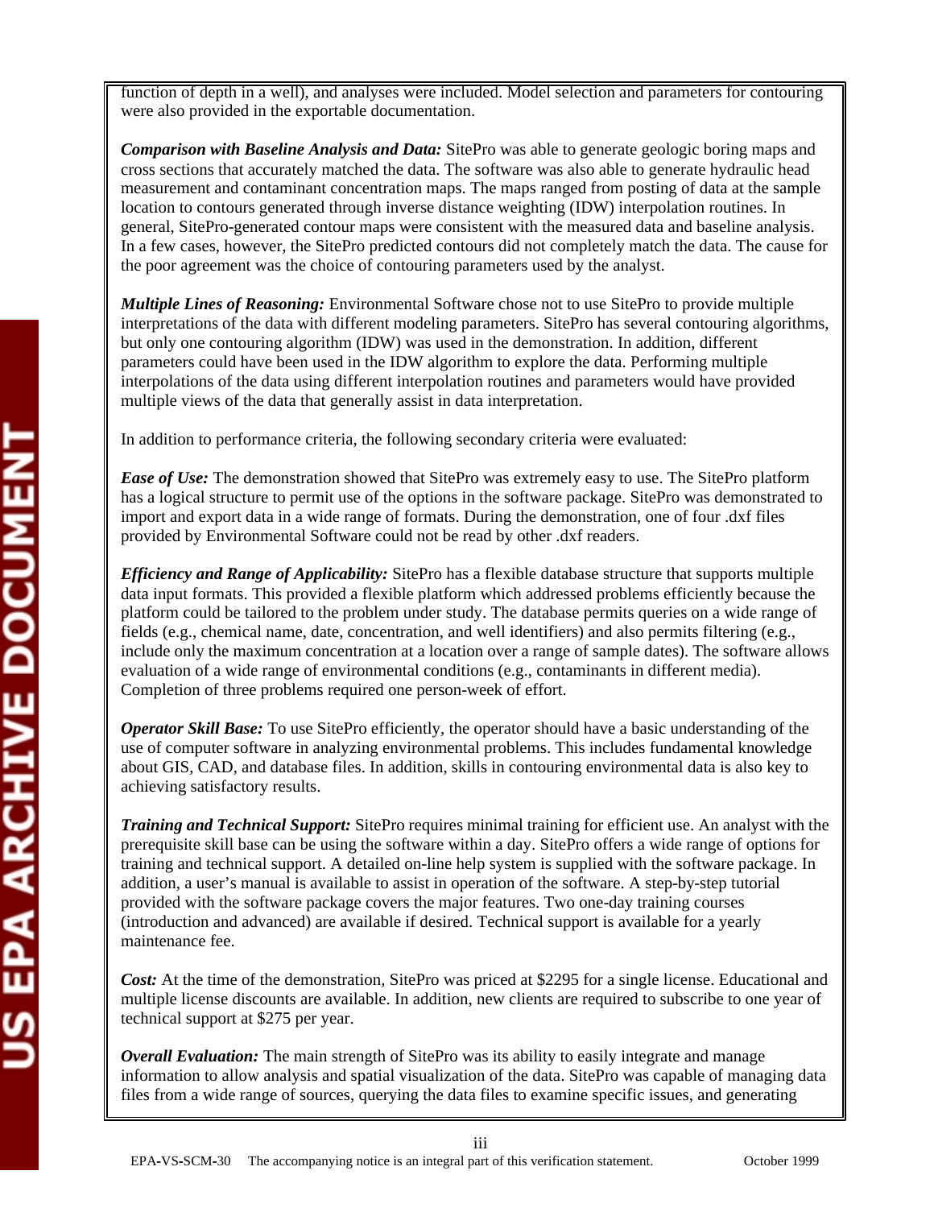function of depth in a well), and analyses were included. Model selection and parameters for contouring were also provided in the exportable documentation.

***Comparison with Baseline Analysis and Data:*** SitePro was able to generate geologic boring maps and cross sections that accurately matched the data. The software was also able to generate hydraulic head measurement and contaminant concentration maps. The maps ranged from posting of data at the sample location to contours generated through inverse distance weighting (IDW) interpolation routines. In general, SitePro-generated contour maps were consistent with the measured data and baseline analysis. In a few cases, however, the SitePro predicted contours did not completely match the data. The cause for the poor agreement was the choice of contouring parameters used by the analyst.

***Multiple Lines of Reasoning:*** Environmental Software chose not to use SitePro to provide multiple interpretations of the data with different modeling parameters. SitePro has several contouring algorithms, but only one contouring algorithm (IDW) was used in the demonstration. In addition, different parameters could have been used in the IDW algorithm to explore the data. Performing multiple interpolations of the data using different interpolation routines and parameters would have provided multiple views of the data that generally assist in data interpretation.

In addition to performance criteria, the following secondary criteria were evaluated:

***Ease of Use:*** The demonstration showed that SitePro was extremely easy to use. The SitePro platform has a logical structure to permit use of the options in the software package. SitePro was demonstrated to import and export data in a wide range of formats. During the demonstration, one of four .dxf files provided by Environmental Software could not be read by other .dxf readers.

***Efficiency and Range of Applicability:*** SitePro has a flexible database structure that supports multiple data input formats. This provided a flexible platform which addressed problems efficiently because the platform could be tailored to the problem under study. The database permits queries on a wide range of fields (e.g., chemical name, date, concentration, and well identifiers) and also permits filtering (e.g., include only the maximum concentration at a location over a range of sample dates). The software allows evaluation of a wide range of environmental conditions (e.g., contaminants in different media). Completion of three problems required one person-week of effort.

***Operator Skill Base:*** To use SitePro efficiently, the operator should have a basic understanding of the use of computer software in analyzing environmental problems. This includes fundamental knowledge about GIS, CAD, and database files. In addition, skills in contouring environmental data is also key to achieving satisfactory results.

***Training and Technical Support:*** SitePro requires minimal training for efficient use. An analyst with the prerequisite skill base can be using the software within a day. SitePro offers a wide range of options for training and technical support. A detailed on-line help system is supplied with the software package. In addition, a user's manual is available to assist in operation of the software. A step-by-step tutorial provided with the software package covers the major features. Two one-day training courses (introduction and advanced) are available if desired. Technical support is available for a yearly maintenance fee.

***Cost:*** At the time of the demonstration, SitePro was priced at $2295 for a single license. Educational and multiple license discounts are available. In addition, new clients are required to subscribe to one year of technical support at $275 per year.

***Overall Evaluation:*** The main strength of SitePro was its ability to easily integrate and manage information to allow analysis and spatial visualization of the data. SitePro was capable of managing data files from a wide range of sources, querying the data files to examine specific issues, and generating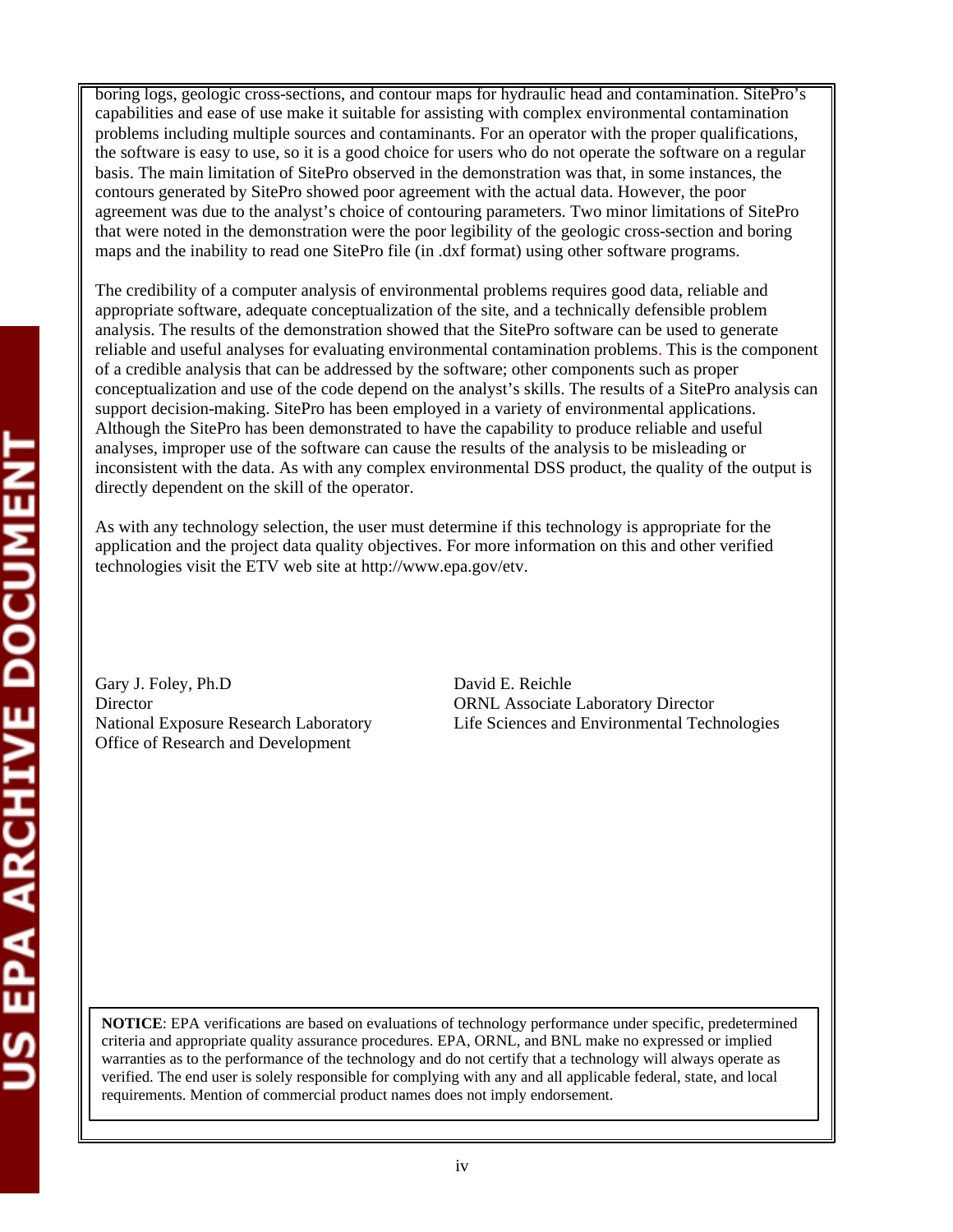boring logs, geologic cross-sections, and contour maps for hydraulic head and contamination. SitePro's capabilities and ease of use make it suitable for assisting with complex environmental contamination problems including multiple sources and contaminants. For an operator with the proper qualifications, the software is easy to use, so it is a good choice for users who do not operate the software on a regular basis. The main limitation of SitePro observed in the demonstration was that, in some instances, the contours generated by SitePro showed poor agreement with the actual data. However, the poor agreement was due to the analyst's choice of contouring parameters. Two minor limitations of SitePro that were noted in the demonstration were the poor legibility of the geologic cross-section and boring maps and the inability to read one SitePro file (in .dxf format) using other software programs.

The credibility of a computer analysis of environmental problems requires good data, reliable and appropriate software, adequate conceptualization of the site, and a technically defensible problem analysis. The results of the demonstration showed that the SitePro software can be used to generate reliable and useful analyses for evaluating environmental contamination problems. This is the component of a credible analysis that can be addressed by the software; other components such as proper conceptualization and use of the code depend on the analyst's skills. The results of a SitePro analysis can support decision-making. SitePro has been employed in a variety of environmental applications. Although the SitePro has been demonstrated to have the capability to produce reliable and useful analyses, improper use of the software can cause the results of the analysis to be misleading or inconsistent with the data. As with any complex environmental DSS product, the quality of the output is directly dependent on the skill of the operator.

As with any technology selection, the user must determine if this technology is appropriate for the application and the project data quality objectives. For more information on this and other verified technologies visit the ETV web site at http://www.epa.gov/etv.

Gary J. Foley, Ph.D
Director
National Exposure Research Laboratory
Office of Research and Development

David E. Reichle
ORNL Associate Laboratory Director
Life Sciences and Environmental Technologies

**NOTICE**: EPA verifications are based on evaluations of technology performance under specific, predetermined criteria and appropriate quality assurance procedures. EPA, ORNL, and BNL make no expressed or implied warranties as to the performance of the technology and do not certify that a technology will always operate as verified. The end user is solely responsible for complying with any and all applicable federal, state, and local requirements. Mention of commercial product names does not imply endorsement.